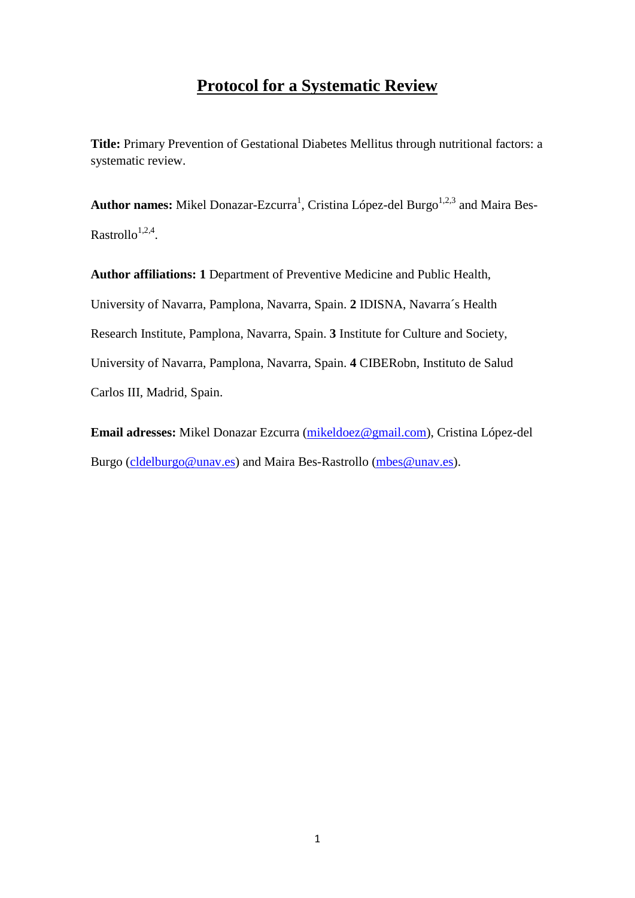# Protocol for a Systematic Review

**Title:** Primary Prevention of Gestational Diabetes Mellitus through nutritional factors: a systematic review.

**Author names:** Mikel Donazar-Ezcurra[1], Cristina López-del Burgo[1,2,3] and Maira Bes-Rastrollo[1,2,4].

**Author affiliations:** **1** Department of Preventive Medicine and Public Health, University of Navarra, Pamplona, Navarra, Spain. **2** IDISNA, Navarra´s Health Research Institute, Pamplona, Navarra, Spain. **3** Institute for Culture and Society, University of Navarra, Pamplona, Navarra, Spain. **4** CIBERobn, Instituto de Salud Carlos III, Madrid, Spain.

**Email adresses:** Mikel Donazar Ezcurra (mikeldoez@gmail.com), Cristina López-del Burgo (cldelburgo@unav.es) and Maira Bes-Rastrollo (mbes@unav.es).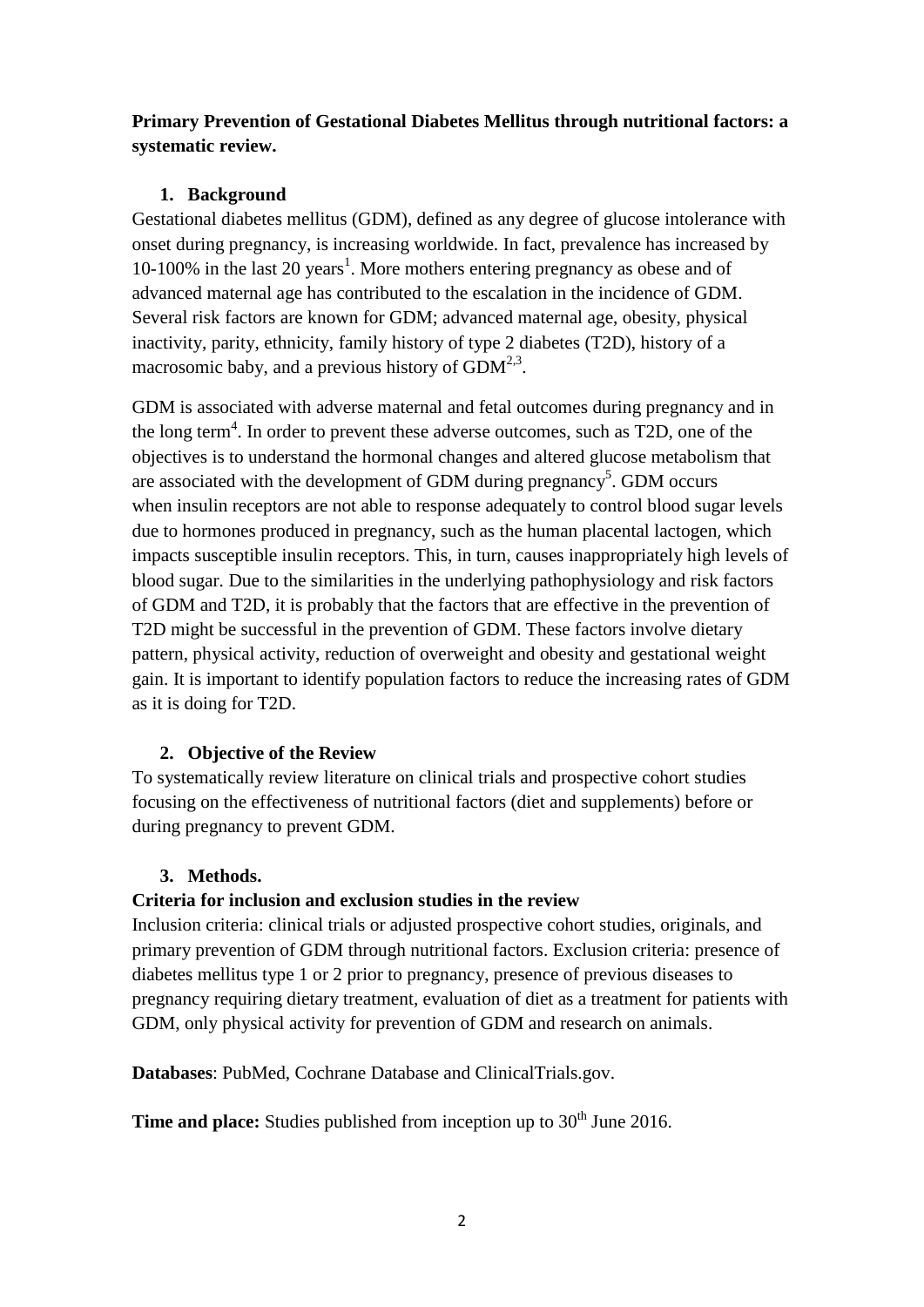**Primary Prevention of Gestational Diabetes Mellitus through nutritional factors: a systematic review.**

## 1. Background

Gestational diabetes mellitus (GDM), defined as any degree of glucose intolerance with onset during pregnancy, is increasing worldwide. In fact, prevalence has increased by 10-100% in the last 20 years[1]. More mothers entering pregnancy as obese and of advanced maternal age has contributed to the escalation in the incidence of GDM. Several risk factors are known for GDM; advanced maternal age, obesity, physical inactivity, parity, ethnicity, family history of type 2 diabetes (T2D), history of a macrosomic baby, and a previous history of GDM[2,3].

GDM is associated with adverse maternal and fetal outcomes during pregnancy and in the long term[4]. In order to prevent these adverse outcomes, such as T2D, one of the objectives is to understand the hormonal changes and altered glucose metabolism that are associated with the development of GDM during pregnancy[5]. GDM occurs when insulin receptors are not able to response adequately to control blood sugar levels due to hormones produced in pregnancy, such as the human placental lactogen, which impacts susceptible insulin receptors. This, in turn, causes inappropriately high levels of blood sugar. Due to the similarities in the underlying pathophysiology and risk factors of GDM and T2D, it is probably that the factors that are effective in the prevention of T2D might be successful in the prevention of GDM. These factors involve dietary pattern, physical activity, reduction of overweight and obesity and gestational weight gain. It is important to identify population factors to reduce the increasing rates of GDM as it is doing for T2D.

## 2. Objective of the Review

To systematically review literature on clinical trials and prospective cohort studies focusing on the effectiveness of nutritional factors (diet and supplements) before or during pregnancy to prevent GDM.

## 3. Methods.

**Criteria for inclusion and exclusion studies in the review**

Inclusion criteria: clinical trials or adjusted prospective cohort studies, originals, and primary prevention of GDM through nutritional factors. Exclusion criteria: presence of diabetes mellitus type 1 or 2 prior to pregnancy, presence of previous diseases to pregnancy requiring dietary treatment, evaluation of diet as a treatment for patients with GDM, only physical activity for prevention of GDM and research on animals.

**Databases**: PubMed, Cochrane Database and ClinicalTrials.gov.

**Time and place:** Studies published from inception up to 30th June 2016.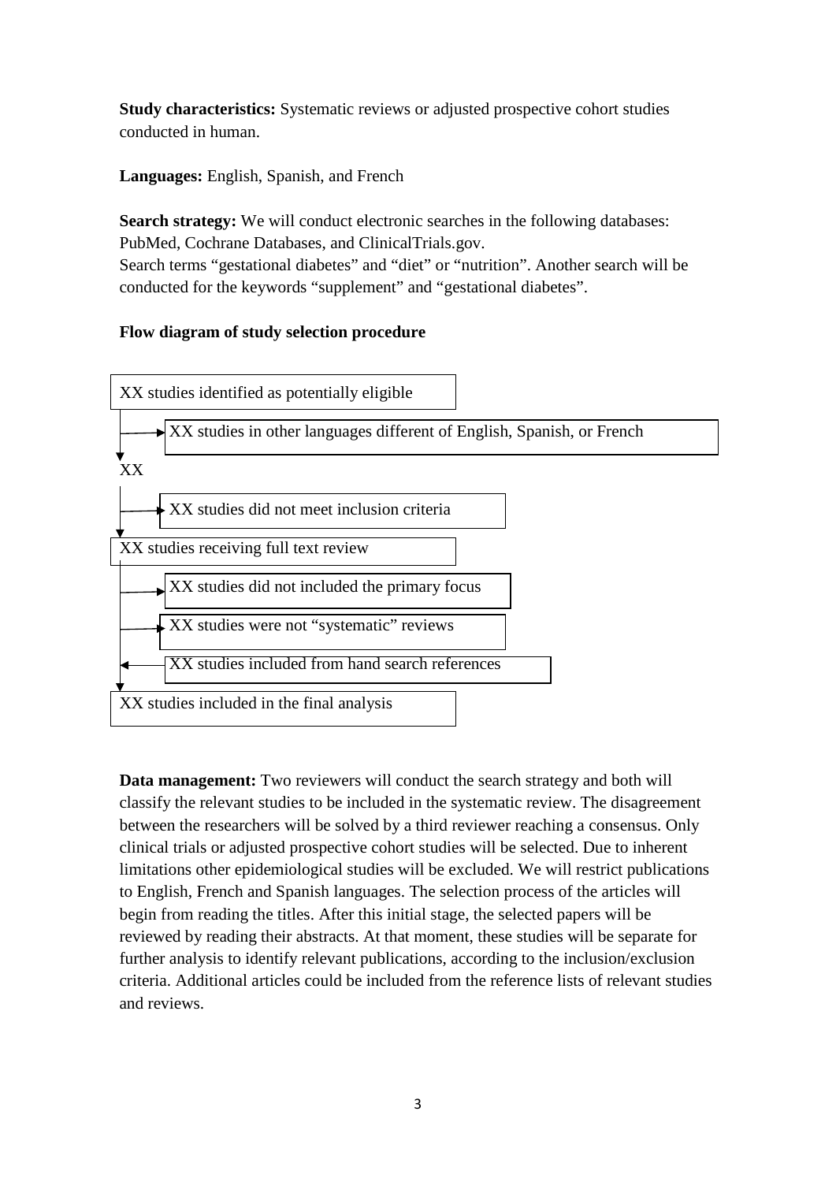**Study characteristics:** Systematic reviews or adjusted prospective cohort studies conducted in human.

**Languages:** English, Spanish, and French

**Search strategy:** We will conduct electronic searches in the following databases: PubMed, Cochrane Databases, and ClinicalTrials.gov.
Search terms "gestational diabetes" and "diet" or "nutrition". Another search will be conducted for the keywords "supplement" and "gestational diabetes".

**Flow diagram of study selection procedure**

XX studies identified as potentially eligible

→ XX studies in other languages different of English, Spanish, or French

XX

→ XX studies did not meet inclusion criteria

XX studies receiving full text review

→ XX studies did not included the primary focus

→ XX studies were not "systematic" reviews

← XX studies included from hand search references

XX studies included in the final analysis

**Data management:** Two reviewers will conduct the search strategy and both will classify the relevant studies to be included in the systematic review. The disagreement between the researchers will be solved by a third reviewer reaching a consensus. Only clinical trials or adjusted prospective cohort studies will be selected. Due to inherent limitations other epidemiological studies will be excluded. We will restrict publications to English, French and Spanish languages. The selection process of the articles will begin from reading the titles. After this initial stage, the selected papers will be reviewed by reading their abstracts. At that moment, these studies will be separate for further analysis to identify relevant publications, according to the inclusion/exclusion criteria. Additional articles could be included from the reference lists of relevant studies and reviews.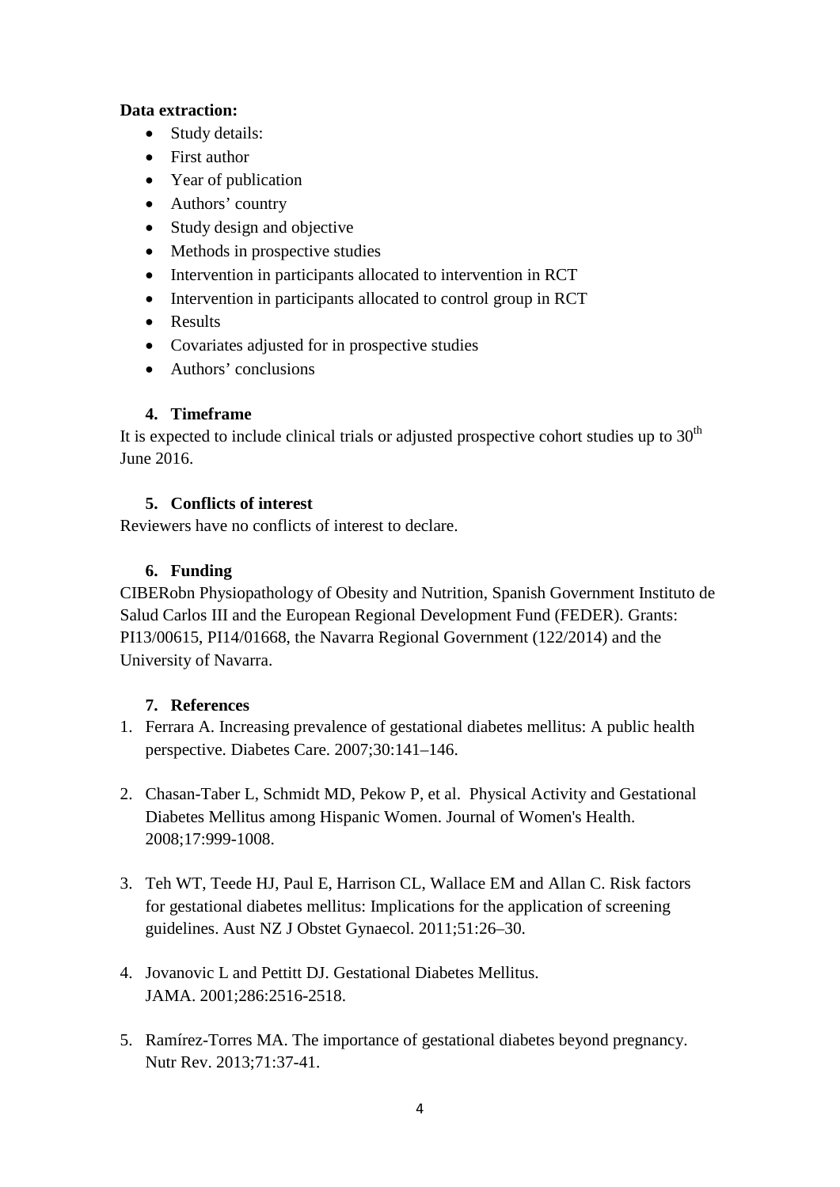**Data extraction:**

- Study details:
- First author
- Year of publication
- Authors' country
- Study design and objective
- Methods in prospective studies
- Intervention in participants allocated to intervention in RCT
- Intervention in participants allocated to control group in RCT
- Results
- Covariates adjusted for in prospective studies
- Authors' conclusions

## 4. Timeframe

It is expected to include clinical trials or adjusted prospective cohort studies up to 30th June 2016.

## 5. Conflicts of interest

Reviewers have no conflicts of interest to declare.

## 6. Funding

CIBERobn Physiopathology of Obesity and Nutrition, Spanish Government Instituto de Salud Carlos III and the European Regional Development Fund (FEDER). Grants: PI13/00615, PI14/01668, the Navarra Regional Government (122/2014) and the University of Navarra.

## 7. References

1. Ferrara A. Increasing prevalence of gestational diabetes mellitus: A public health perspective. Diabetes Care. 2007;30:141–146.

2. Chasan-Taber L, Schmidt MD, Pekow P, et al. Physical Activity and Gestational Diabetes Mellitus among Hispanic Women. Journal of Women's Health. 2008;17:999-1008.

3. Teh WT, Teede HJ, Paul E, Harrison CL, Wallace EM and Allan C. Risk factors for gestational diabetes mellitus: Implications for the application of screening guidelines. Aust NZ J Obstet Gynaecol. 2011;51:26–30.

4. Jovanovic L and Pettitt DJ. Gestational Diabetes Mellitus. JAMA. 2001;286:2516-2518.

5. Ramírez-Torres MA. The importance of gestational diabetes beyond pregnancy. Nutr Rev. 2013;71:37-41.